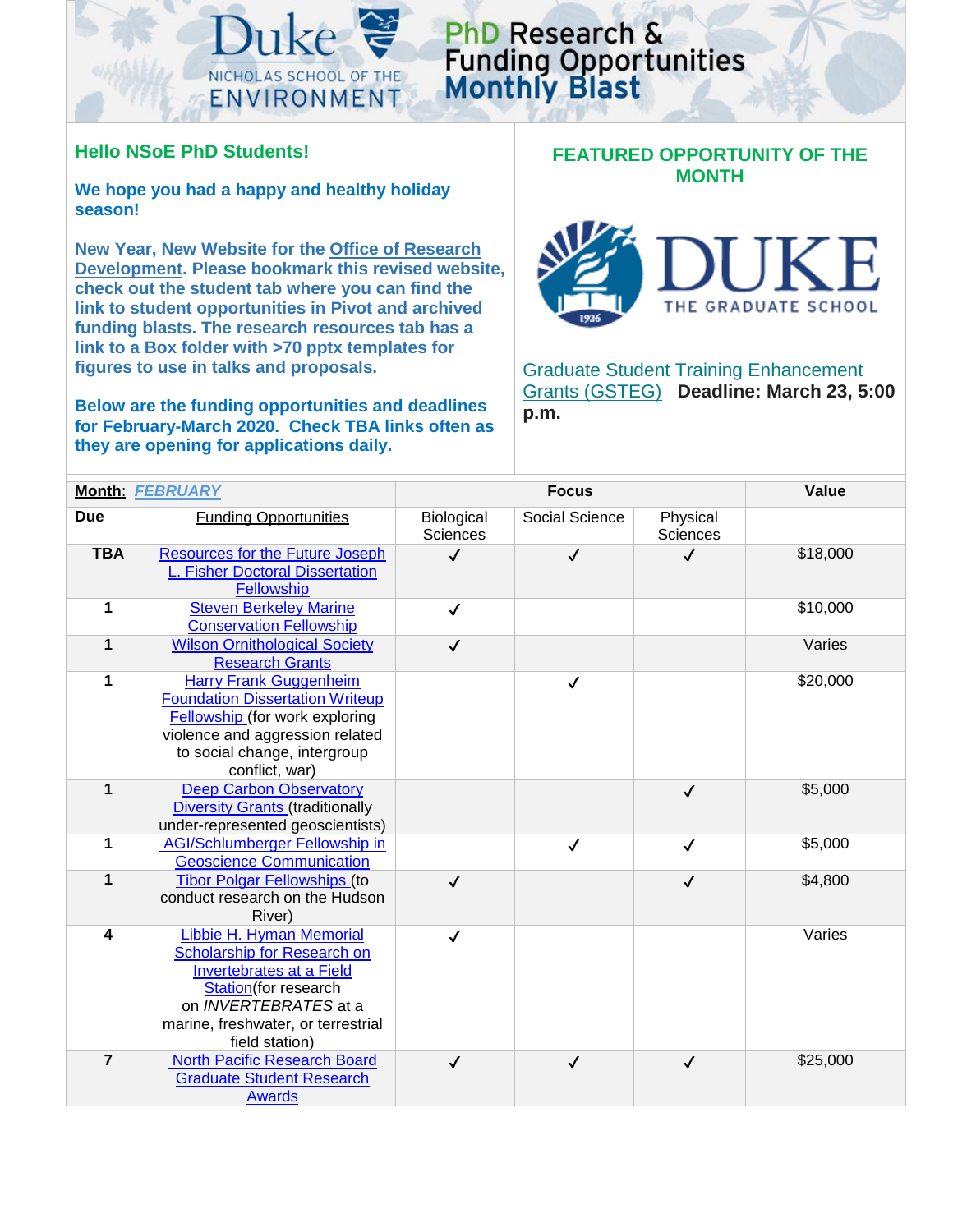# Duke Nicholas School of the Environment — PhD Research & Funding Opportunities Monthly Blast

**Hello NSoE PhD Students!**

**We hope you had a happy and healthy holiday season!**

**New Year, New Website for the Office of Research Development. Please bookmark this revised website, check out the student tab where you can find the link to student opportunities in Pivot and archived funding blasts. The research resources tab has a link to a Box folder with >70 pptx templates for figures to use in talks and proposals.**

**Below are the funding opportunities and deadlines for February-March 2020. Check TBA links often as they are opening for applications daily.**

## FEATURED OPPORTUNITY OF THE MONTH

Duke The Graduate School

Graduate Student Training Enhancement Grants (GSTEG) **Deadline: March 23, 5:00 p.m.**

| **Month**: *FEBRUARY* | | Focus | | | Value |
|---|---|---|---|---|---|
| **Due** | Funding Opportunities | Biological Sciences | Social Science | Physical Sciences | |
| **TBA** | Resources for the Future Joseph L. Fisher Doctoral Dissertation Fellowship | ✓ | ✓ | ✓ | $18,000 |
| **1** | Steven Berkeley Marine Conservation Fellowship | ✓ | | | $10,000 |
| **1** | Wilson Ornithological Society Research Grants | ✓ | | | Varies |
| **1** | Harry Frank Guggenheim Foundation Dissertation Writeup Fellowship (for work exploring violence and aggression related to social change, intergroup conflict, war) | | ✓ | | $20,000 |
| **1** | Deep Carbon Observatory Diversity Grants (traditionally under-represented geoscientists) | | | ✓ | $5,000 |
| **1** | AGI/Schlumberger Fellowship in Geoscience Communication | | ✓ | ✓ | $5,000 |
| **1** | Tibor Polgar Fellowships (to conduct research on the Hudson River) | ✓ | | ✓ | $4,800 |
| **4** | Libbie H. Hyman Memorial Scholarship for Research on Invertebrates at a Field Station(for research on *INVERTEBRATES* at a marine, freshwater, or terrestrial field station) | ✓ | | | Varies |
| **7** | North Pacific Research Board Graduate Student Research Awards | ✓ | ✓ | ✓ | $25,000 |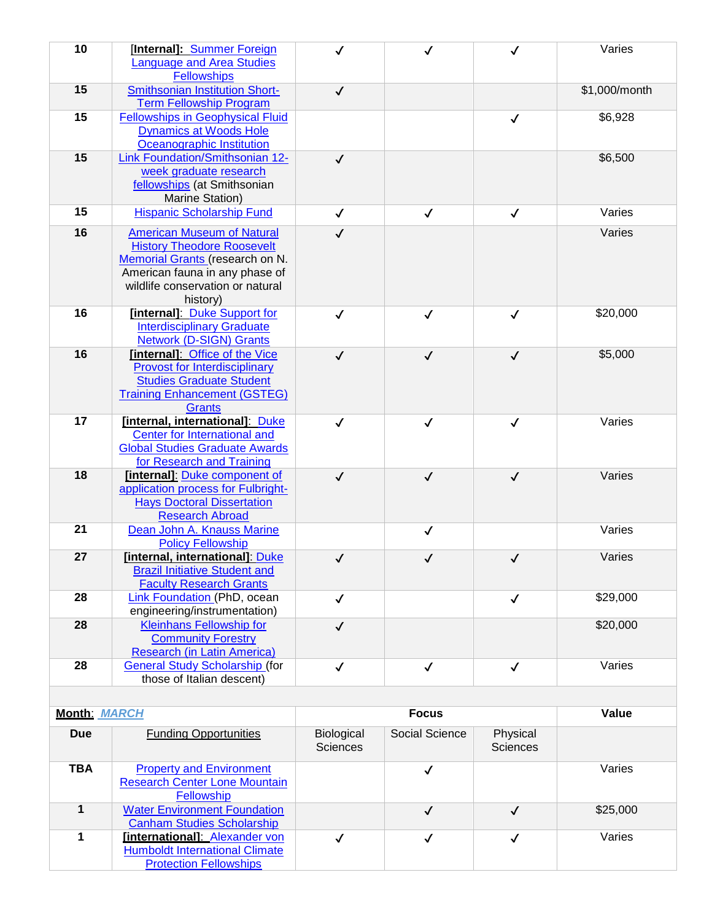| Due | Funding Opportunities | Biological Sciences | Social Science | Physical Sciences | Value |
|---|---|---|---|---|---|
| 10 | **[Internal]**: Summer Foreign Language and Area Studies Fellowships | ✓ | ✓ | ✓ | Varies |
| 15 | Smithsonian Institution Short-Term Fellowship Program | ✓ | | | $1,000/month |
| 15 | Fellowships in Geophysical Fluid Dynamics at Woods Hole Oceanographic Institution | | | ✓ | $6,928 |
| 15 | Link Foundation/Smithsonian 12-week graduate research fellowships (at Smithsonian Marine Station) | ✓ | | | $6,500 |
| 15 | Hispanic Scholarship Fund | ✓ | ✓ | ✓ | Varies |
| 16 | American Museum of Natural History Theodore Roosevelt Memorial Grants (research on N. American fauna in any phase of wildlife conservation or natural history) | ✓ | | | Varies |
| 16 | **[internal]**: Duke Support for Interdisciplinary Graduate Network (D-SIGN) Grants | ✓ | ✓ | ✓ | $20,000 |
| 16 | **[internal]**: Office of the Vice Provost for Interdisciplinary Studies Graduate Student Training Enhancement (GSTEG) Grants | ✓ | ✓ | ✓ | $5,000 |
| 17 | **[internal, international]**: Duke Center for International and Global Studies Graduate Awards for Research and Training | ✓ | ✓ | ✓ | Varies |
| 18 | **[internal]**: Duke component of application process for Fulbright-Hays Doctoral Dissertation Research Abroad | ✓ | ✓ | ✓ | Varies |
| 21 | Dean John A. Knauss Marine Policy Fellowship | | ✓ | | Varies |
| 27 | **[internal, international]**: Duke Brazil Initiative Student and Faculty Research Grants | ✓ | ✓ | ✓ | Varies |
| 28 | Link Foundation (PhD, ocean engineering/instrumentation) | ✓ | | ✓ | $29,000 |
| 28 | Kleinhans Fellowship for Community Forestry Research (in Latin America) | ✓ | | | $20,000 |
| 28 | General Study Scholarship (for those of Italian descent) | ✓ | ✓ | ✓ | Varies |

| **Month**: *MARCH* | | **Focus** | | | **Value** |
|---|---|---|---|---|---|
| **Due** | Funding Opportunities | Biological Sciences | Social Science | Physical Sciences | |
| **TBA** | Property and Environment Research Center Lone Mountain Fellowship | | ✓ | | Varies |
| **1** | Water Environment Foundation Canham Studies Scholarship | | ✓ | ✓ | $25,000 |
| **1** | **[international]**: Alexander von Humboldt International Climate Protection Fellowships | ✓ | ✓ | ✓ | Varies |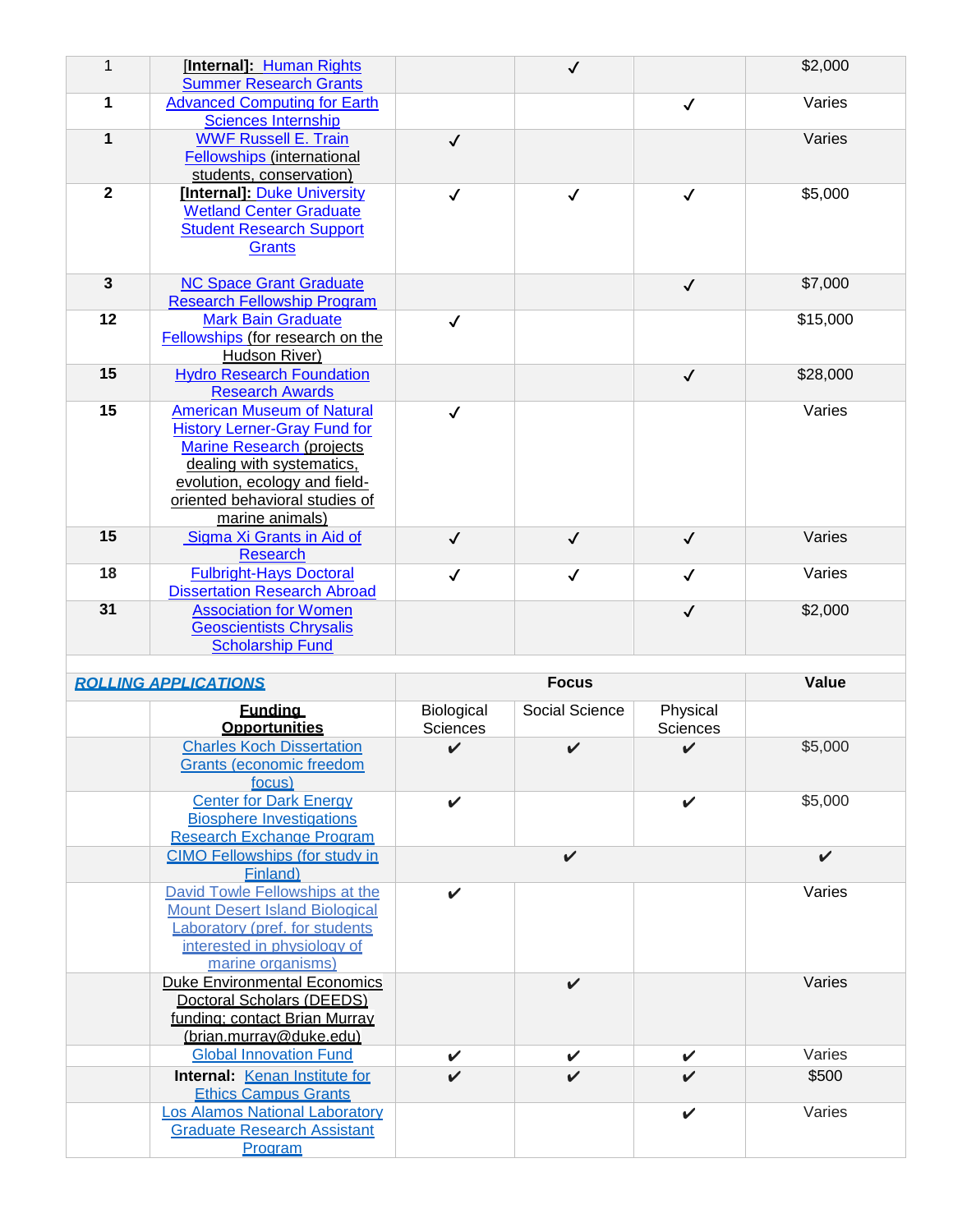| | | | | | |
|---|---|---|---|---|---|
| 1 | **[Internal]:** Human Rights Summer Research Grants | | ✓ | | $2,000 |
| **1** | Advanced Computing for Earth Sciences Internship | | | ✓ | Varies |
| **1** | WWF Russell E. Train Fellowships (international students, conservation) | ✓ | | | Varies |
| **2** | **[Internal]:** Duke University Wetland Center Graduate Student Research Support Grants | ✓ | ✓ | ✓ | $5,000 |
| **3** | NC Space Grant Graduate Research Fellowship Program | | | ✓ | $7,000 |
| **12** | Mark Bain Graduate Fellowships (for research on the Hudson River) | ✓ | | | $15,000 |
| **15** | Hydro Research Foundation Research Awards | | | ✓ | $28,000 |
| **15** | American Museum of Natural History Lerner-Gray Fund for Marine Research (projects dealing with systematics, evolution, ecology and field-oriented behavioral studies of marine animals) | ✓ | | | Varies |
| **15** | Sigma Xi Grants in Aid of Research | ✓ | ✓ | ✓ | Varies |
| **18** | Fulbright-Hays Doctoral Dissertation Research Abroad | ✓ | ✓ | ✓ | Varies |
| **31** | Association for Women Geoscientists Chrysalis Scholarship Fund | | | ✓ | $2,000 |

| ***ROLLING APPLICATIONS*** | | **Focus** | | | **Value** |
|---|---|---|---|---|---|
| | **Funding Opportunities** | Biological Sciences | Social Science | Physical Sciences | |
| | Charles Koch Dissertation Grants (economic freedom focus) | ✔ | ✔ | ✔ | $5,000 |
| | Center for Dark Energy Biosphere Investigations Research Exchange Program | ✔ | | ✔ | $5,000 |
| | CIMO Fellowships (for study in Finland) | | ✔ | | ✔ |
| | David Towle Fellowships at the Mount Desert Island Biological Laboratory (pref. for students interested in physiology of marine organisms) | ✔ | | | Varies |
| | Duke Environmental Economics Doctoral Scholars (DEEDS) funding; contact Brian Murray (brian.murray@duke.edu) | | ✔ | | Varies |
| | Global Innovation Fund | ✔ | ✔ | ✔ | Varies |
| | **Internal:** Kenan Institute for Ethics Campus Grants | ✔ | ✔ | ✔ | $500 |
| | Los Alamos National Laboratory Graduate Research Assistant Program | | | ✔ | Varies |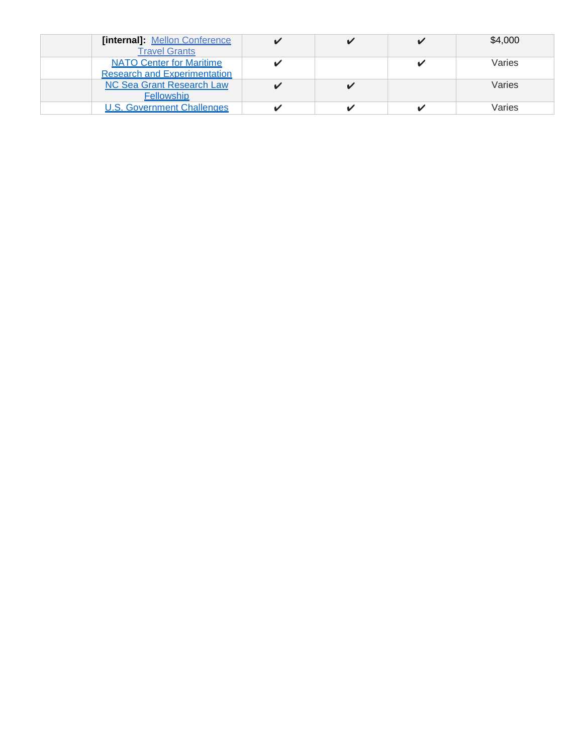| | | | | | |
|---|---|---|---|---|---|
| | **[internal]:** Mellon Conference Travel Grants | ✔ | ✔ | ✔ | $4,000 |
| | NATO Center for Maritime Research and Experimentation | ✔ | | ✔ | Varies |
| | NC Sea Grant Research Law Fellowship | ✔ | ✔ | | Varies |
| | U.S. Government Challenges | ✔ | ✔ | ✔ | Varies |